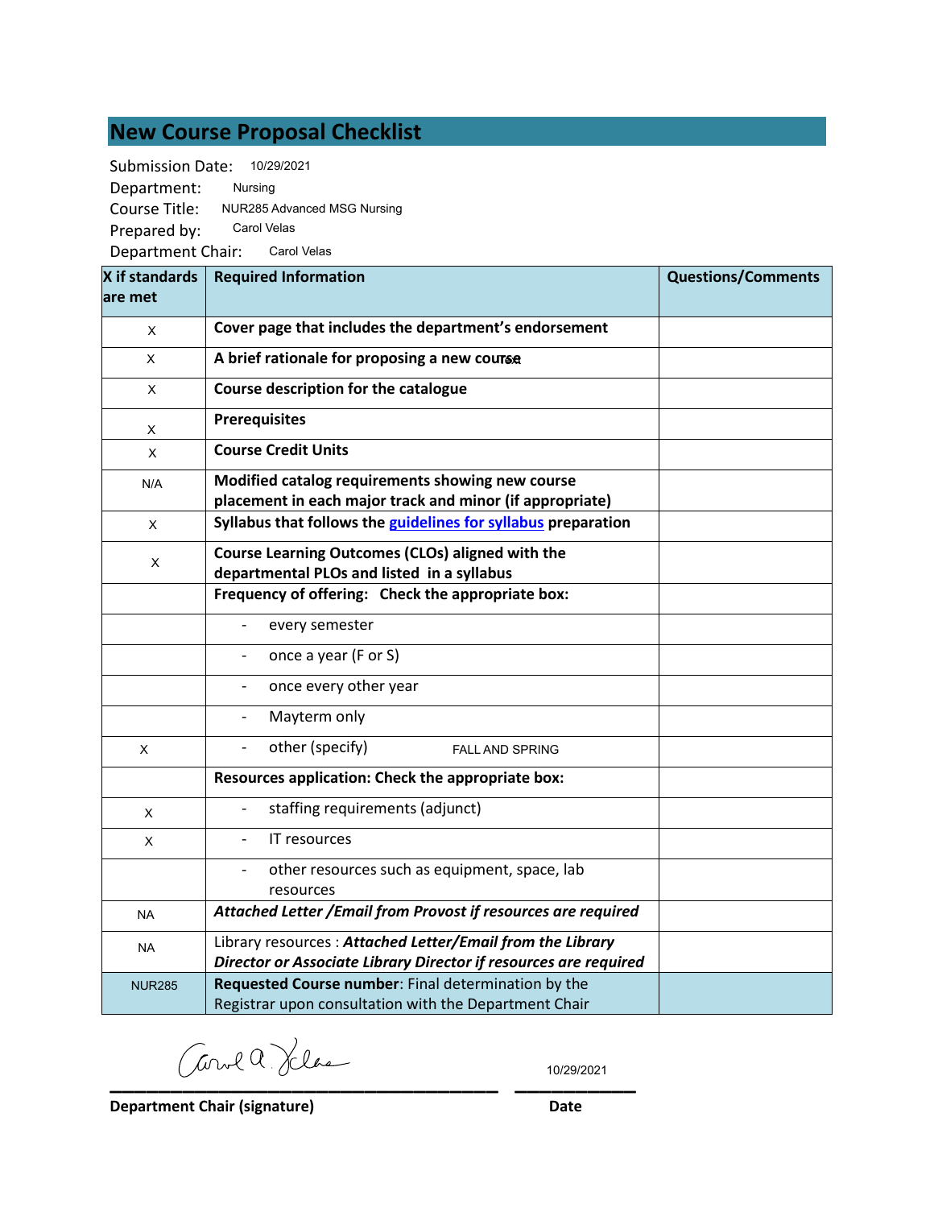# New Course Proposal Checklist

Submission Date: 10/29/2021
Department: Nursing
Course Title: NUR285 Advanced MSG Nursing
Prepared by: Carol Velas
Department Chair: Carol Velas

| X if standards are met | Required Information | Questions/Comments |
|---|---|---|
| X | **Cover page that includes the department's endorsement** | |
| X | **A brief rationale for proposing a new course** | |
| X | **Course description for the catalogue** | |
| X | **Prerequisites** | |
| X | **Course Credit Units** | |
| N/A | **Modified catalog requirements showing new course placement in each major track and minor (if appropriate)** | |
| X | **Syllabus that follows the guidelines for syllabus preparation** | |
| X | **Course Learning Outcomes (CLOs) aligned with the departmental PLOs and listed in a syllabus** | |
| | **Frequency of offering: Check the appropriate box:** | |
| | - every semester | |
| | - once a year (F or S) | |
| | - once every other year | |
| | - Mayterm only | |
| X | - other (specify) FALL AND SPRING | |
| | **Resources application: Check the appropriate box:** | |
| X | - staffing requirements (adjunct) | |
| X | - IT resources | |
| | - other resources such as equipment, space, lab resources | |
| NA | ***Attached Letter /Email from Provost if resources are required*** | |
| NA | Library resources : ***Attached Letter/Email from the Library Director or Associate Library Director if resources are required*** | |
| NUR285 | **Requested Course number**: Final determination by the Registrar upon consultation with the Department Chair | |

Carol A. Velas 10/29/2021

**Department Chair (signature)** **Date**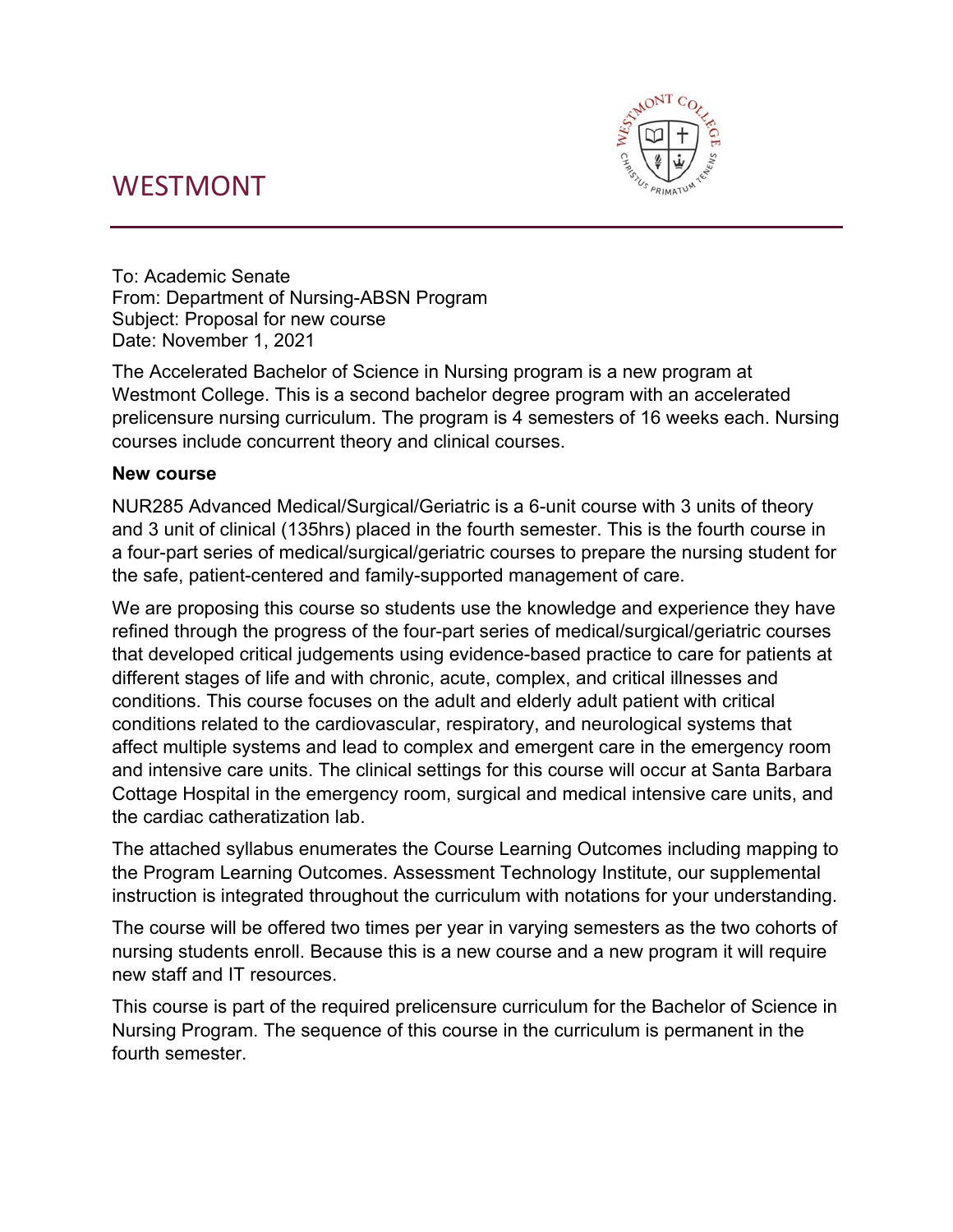# WESTMONT

To: Academic Senate
From: Department of Nursing-ABSN Program
Subject: Proposal for new course
Date: November 1, 2021

The Accelerated Bachelor of Science in Nursing program is a new program at Westmont College. This is a second bachelor degree program with an accelerated prelicensure nursing curriculum. The program is 4 semesters of 16 weeks each. Nursing courses include concurrent theory and clinical courses.

**New course**

NUR285 Advanced Medical/Surgical/Geriatric is a 6-unit course with 3 units of theory and 3 unit of clinical (135hrs) placed in the fourth semester. This is the fourth course in a four-part series of medical/surgical/geriatric courses to prepare the nursing student for the safe, patient-centered and family-supported management of care.

We are proposing this course so students use the knowledge and experience they have refined through the progress of the four-part series of medical/surgical/geriatric courses that developed critical judgements using evidence-based practice to care for patients at different stages of life and with chronic, acute, complex, and critical illnesses and conditions. This course focuses on the adult and elderly adult patient with critical conditions related to the cardiovascular, respiratory, and neurological systems that affect multiple systems and lead to complex and emergent care in the emergency room and intensive care units. The clinical settings for this course will occur at Santa Barbara Cottage Hospital in the emergency room, surgical and medical intensive care units, and the cardiac catheratization lab.

The attached syllabus enumerates the Course Learning Outcomes including mapping to the Program Learning Outcomes. Assessment Technology Institute, our supplemental instruction is integrated throughout the curriculum with notations for your understanding.

The course will be offered two times per year in varying semesters as the two cohorts of nursing students enroll. Because this is a new course and a new program it will require new staff and IT resources.

This course is part of the required prelicensure curriculum for the Bachelor of Science in Nursing Program. The sequence of this course in the curriculum is permanent in the fourth semester.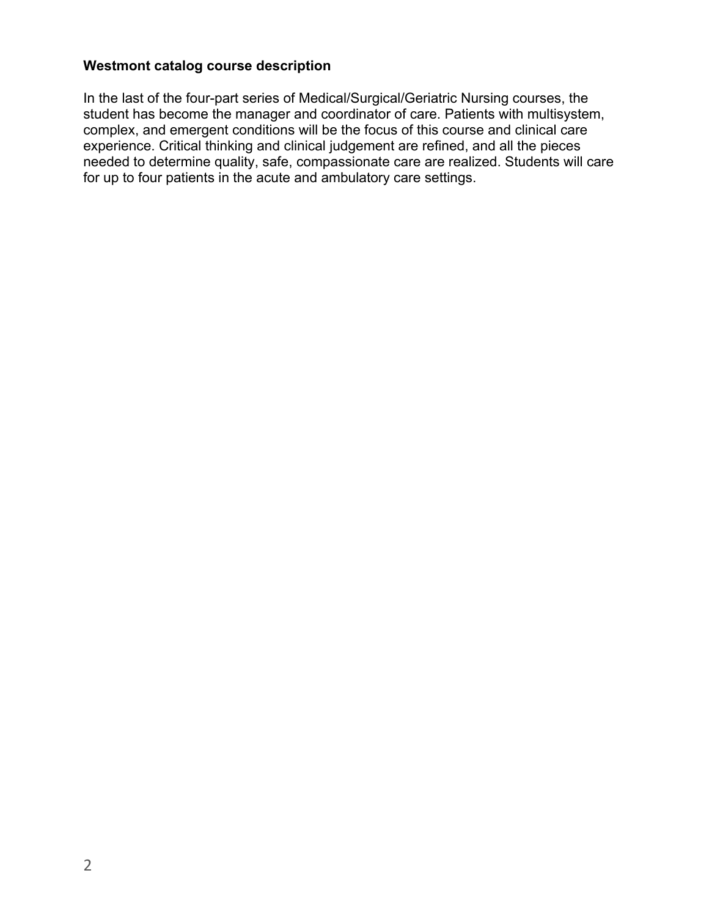**Westmont catalog course description**

In the last of the four-part series of Medical/Surgical/Geriatric Nursing courses, the student has become the manager and coordinator of care. Patients with multisystem, complex, and emergent conditions will be the focus of this course and clinical care experience. Critical thinking and clinical judgement are refined, and all the pieces needed to determine quality, safe, compassionate care are realized. Students will care for up to four patients in the acute and ambulatory care settings.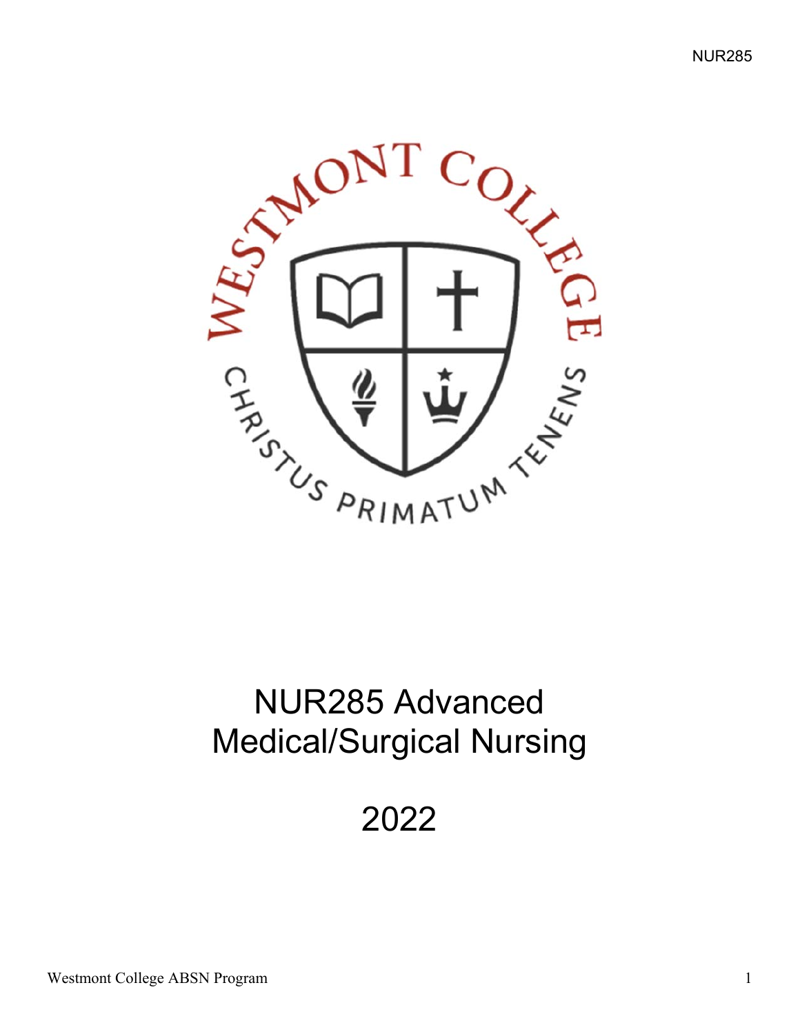# NUR285 Advanced Medical/Surgical Nursing

# 2022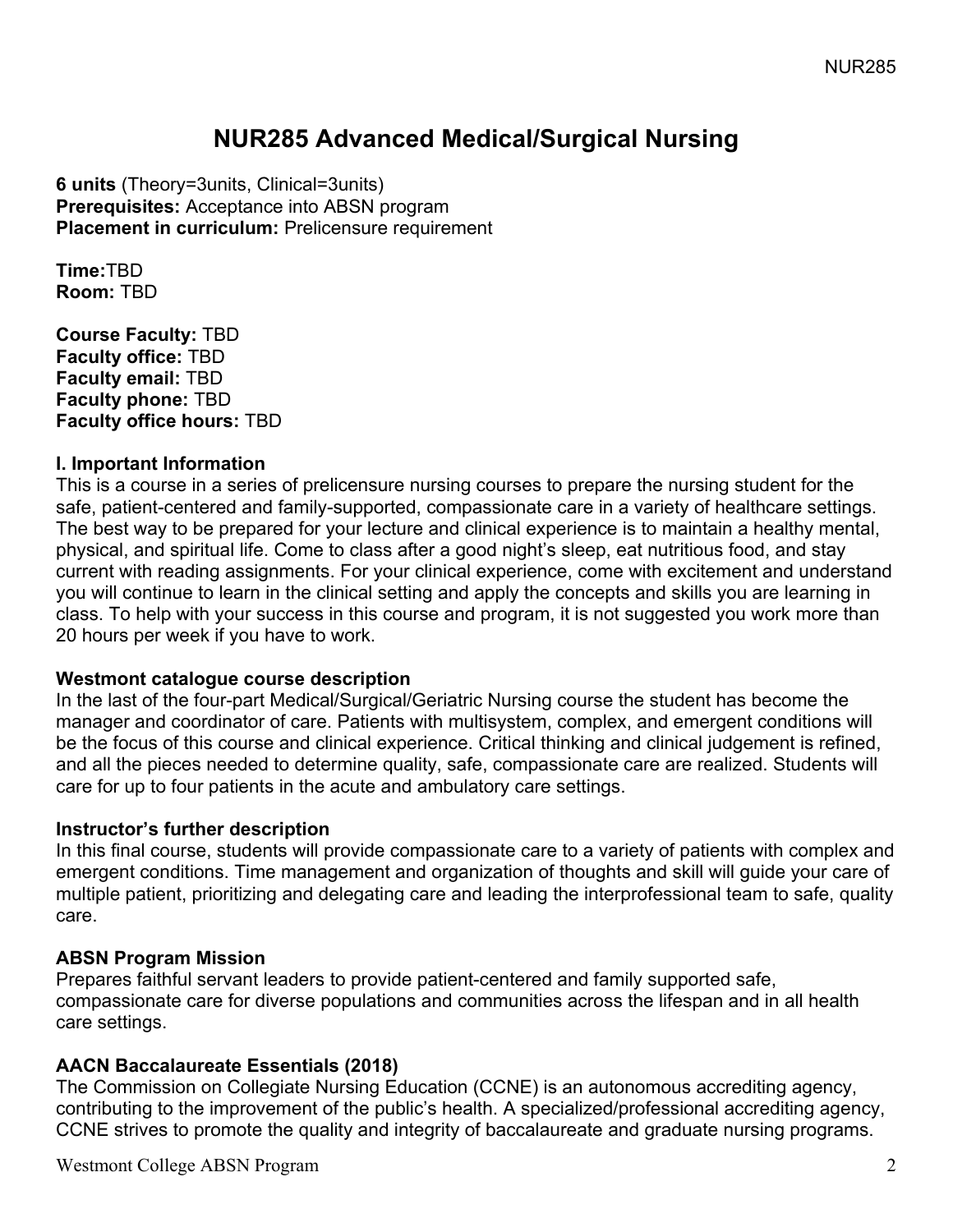# NUR285 Advanced Medical/Surgical Nursing

**6 units** (Theory=3units, Clinical=3units)
**Prerequisites:** Acceptance into ABSN program
**Placement in curriculum:** Prelicensure requirement

**Time:**TBD
**Room:** TBD

**Course Faculty:** TBD
**Faculty office:** TBD
**Faculty email:** TBD
**Faculty phone:** TBD
**Faculty office hours:** TBD

### I. Important Information

This is a course in a series of prelicensure nursing courses to prepare the nursing student for the safe, patient-centered and family-supported, compassionate care in a variety of healthcare settings. The best way to be prepared for your lecture and clinical experience is to maintain a healthy mental, physical, and spiritual life. Come to class after a good night's sleep, eat nutritious food, and stay current with reading assignments. For your clinical experience, come with excitement and understand you will continue to learn in the clinical setting and apply the concepts and skills you are learning in class. To help with your success in this course and program, it is not suggested you work more than 20 hours per week if you have to work.

**Westmont catalogue course description**

In the last of the four-part Medical/Surgical/Geriatric Nursing course the student has become the manager and coordinator of care. Patients with multisystem, complex, and emergent conditions will be the focus of this course and clinical experience. Critical thinking and clinical judgement is refined, and all the pieces needed to determine quality, safe, compassionate care are realized. Students will care for up to four patients in the acute and ambulatory care settings.

**Instructor's further description**

In this final course, students will provide compassionate care to a variety of patients with complex and emergent conditions. Time management and organization of thoughts and skill will guide your care of multiple patient, prioritizing and delegating care and leading the interprofessional team to safe, quality care.

**ABSN Program Mission**

Prepares faithful servant leaders to provide patient-centered and family supported safe, compassionate care for diverse populations and communities across the lifespan and in all health care settings.

**AACN Baccalaureate Essentials (2018)**

The Commission on Collegiate Nursing Education (CCNE) is an autonomous accrediting agency, contributing to the improvement of the public's health. A specialized/professional accrediting agency, CCNE strives to promote the quality and integrity of baccalaureate and graduate nursing programs.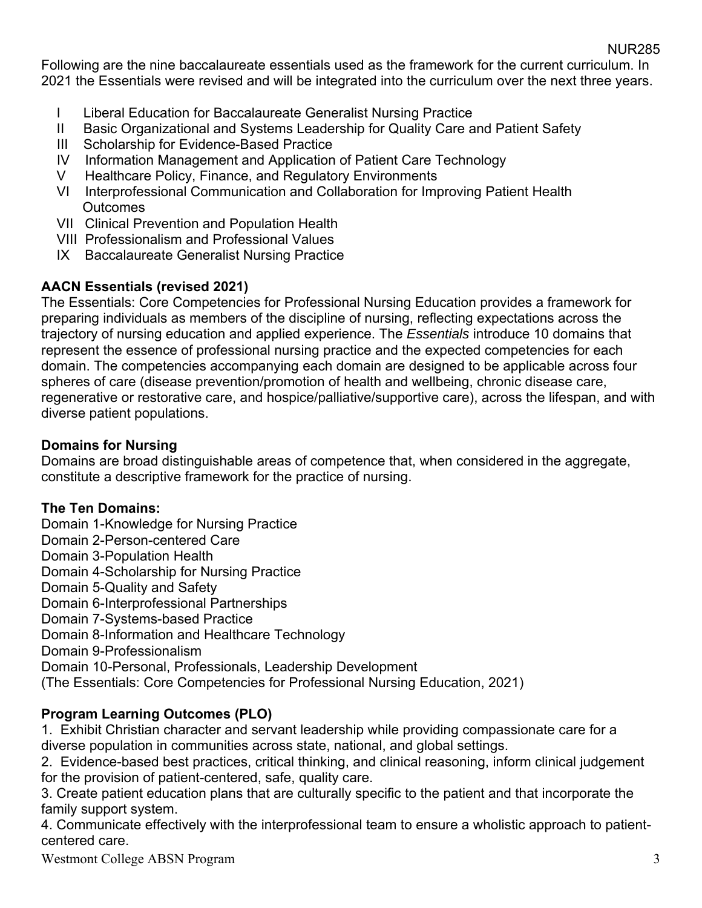Following are the nine baccalaureate essentials used as the framework for the current curriculum. In 2021 the Essentials were revised and will be integrated into the curriculum over the next three years.

- I Liberal Education for Baccalaureate Generalist Nursing Practice
- II Basic Organizational and Systems Leadership for Quality Care and Patient Safety
- III Scholarship for Evidence-Based Practice
- IV Information Management and Application of Patient Care Technology
- V Healthcare Policy, Finance, and Regulatory Environments
- VI Interprofessional Communication and Collaboration for Improving Patient Health Outcomes
- VII Clinical Prevention and Population Health
- VIII Professionalism and Professional Values
- IX Baccalaureate Generalist Nursing Practice

**AACN Essentials (revised 2021)**

The Essentials: Core Competencies for Professional Nursing Education provides a framework for preparing individuals as members of the discipline of nursing, reflecting expectations across the trajectory of nursing education and applied experience. The *Essentials* introduce 10 domains that represent the essence of professional nursing practice and the expected competencies for each domain. The competencies accompanying each domain are designed to be applicable across four spheres of care (disease prevention/promotion of health and wellbeing, chronic disease care, regenerative or restorative care, and hospice/palliative/supportive care), across the lifespan, and with diverse patient populations.

**Domains for Nursing**

Domains are broad distinguishable areas of competence that, when considered in the aggregate, constitute a descriptive framework for the practice of nursing.

**The Ten Domains:**

Domain 1-Knowledge for Nursing Practice
Domain 2-Person-centered Care
Domain 3-Population Health
Domain 4-Scholarship for Nursing Practice
Domain 5-Quality and Safety
Domain 6-Interprofessional Partnerships
Domain 7-Systems-based Practice
Domain 8-Information and Healthcare Technology
Domain 9-Professionalism
Domain 10-Personal, Professionals, Leadership Development
(The Essentials: Core Competencies for Professional Nursing Education, 2021)

**Program Learning Outcomes (PLO)**

1. Exhibit Christian character and servant leadership while providing compassionate care for a diverse population in communities across state, national, and global settings.
2. Evidence-based best practices, critical thinking, and clinical reasoning, inform clinical judgement for the provision of patient-centered, safe, quality care.
3. Create patient education plans that are culturally specific to the patient and that incorporate the family support system.
4. Communicate effectively with the interprofessional team to ensure a wholistic approach to patient-centered care.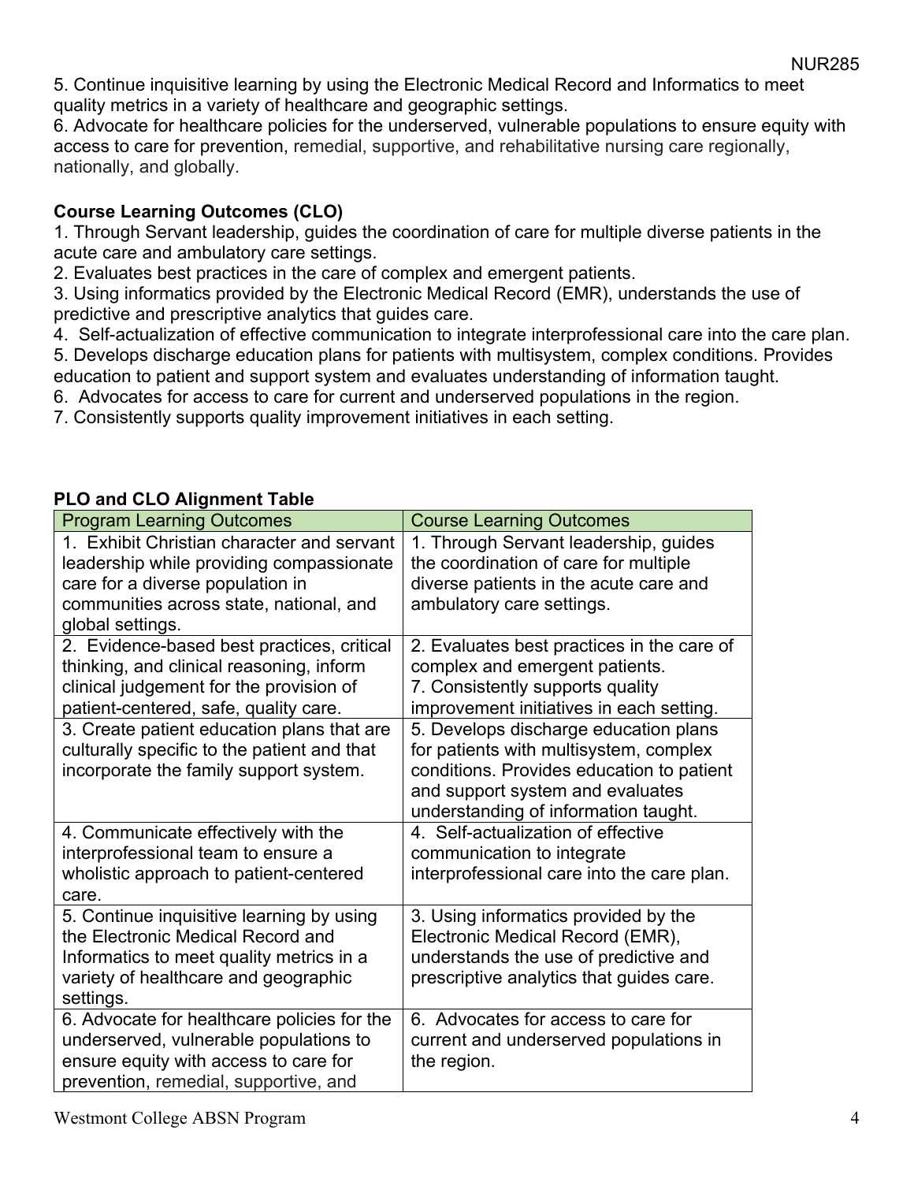5. Continue inquisitive learning by using the Electronic Medical Record and Informatics to meet quality metrics in a variety of healthcare and geographic settings.
6. Advocate for healthcare policies for the underserved, vulnerable populations to ensure equity with access to care for prevention, remedial, supportive, and rehabilitative nursing care regionally, nationally, and globally.

**Course Learning Outcomes (CLO)**

1. Through Servant leadership, guides the coordination of care for multiple diverse patients in the acute care and ambulatory care settings.
2. Evaluates best practices in the care of complex and emergent patients.
3. Using informatics provided by the Electronic Medical Record (EMR), understands the use of predictive and prescriptive analytics that guides care.
4. Self-actualization of effective communication to integrate interprofessional care into the care plan.
5. Develops discharge education plans for patients with multisystem, complex conditions. Provides education to patient and support system and evaluates understanding of information taught.
6. Advocates for access to care for current and underserved populations in the region.
7. Consistently supports quality improvement initiatives in each setting.

**PLO and CLO Alignment Table**

| Program Learning Outcomes | Course Learning Outcomes |
|---|---|
| 1. Exhibit Christian character and servant leadership while providing compassionate care for a diverse population in communities across state, national, and global settings. | 1. Through Servant leadership, guides the coordination of care for multiple diverse patients in the acute care and ambulatory care settings. |
| 2. Evidence-based best practices, critical thinking, and clinical reasoning, inform clinical judgement for the provision of patient-centered, safe, quality care. | 2. Evaluates best practices in the care of complex and emergent patients. 7. Consistently supports quality improvement initiatives in each setting. |
| 3. Create patient education plans that are culturally specific to the patient and that incorporate the family support system. | 5. Develops discharge education plans for patients with multisystem, complex conditions. Provides education to patient and support system and evaluates understanding of information taught. |
| 4. Communicate effectively with the interprofessional team to ensure a wholistic approach to patient-centered care. | 4. Self-actualization of effective communication to integrate interprofessional care into the care plan. |
| 5. Continue inquisitive learning by using the Electronic Medical Record and Informatics to meet quality metrics in a variety of healthcare and geographic settings. | 3. Using informatics provided by the Electronic Medical Record (EMR), understands the use of predictive and prescriptive analytics that guides care. |
| 6. Advocate for healthcare policies for the underserved, vulnerable populations to ensure equity with access to care for prevention, remedial, supportive, and | 6. Advocates for access to care for current and underserved populations in the region. |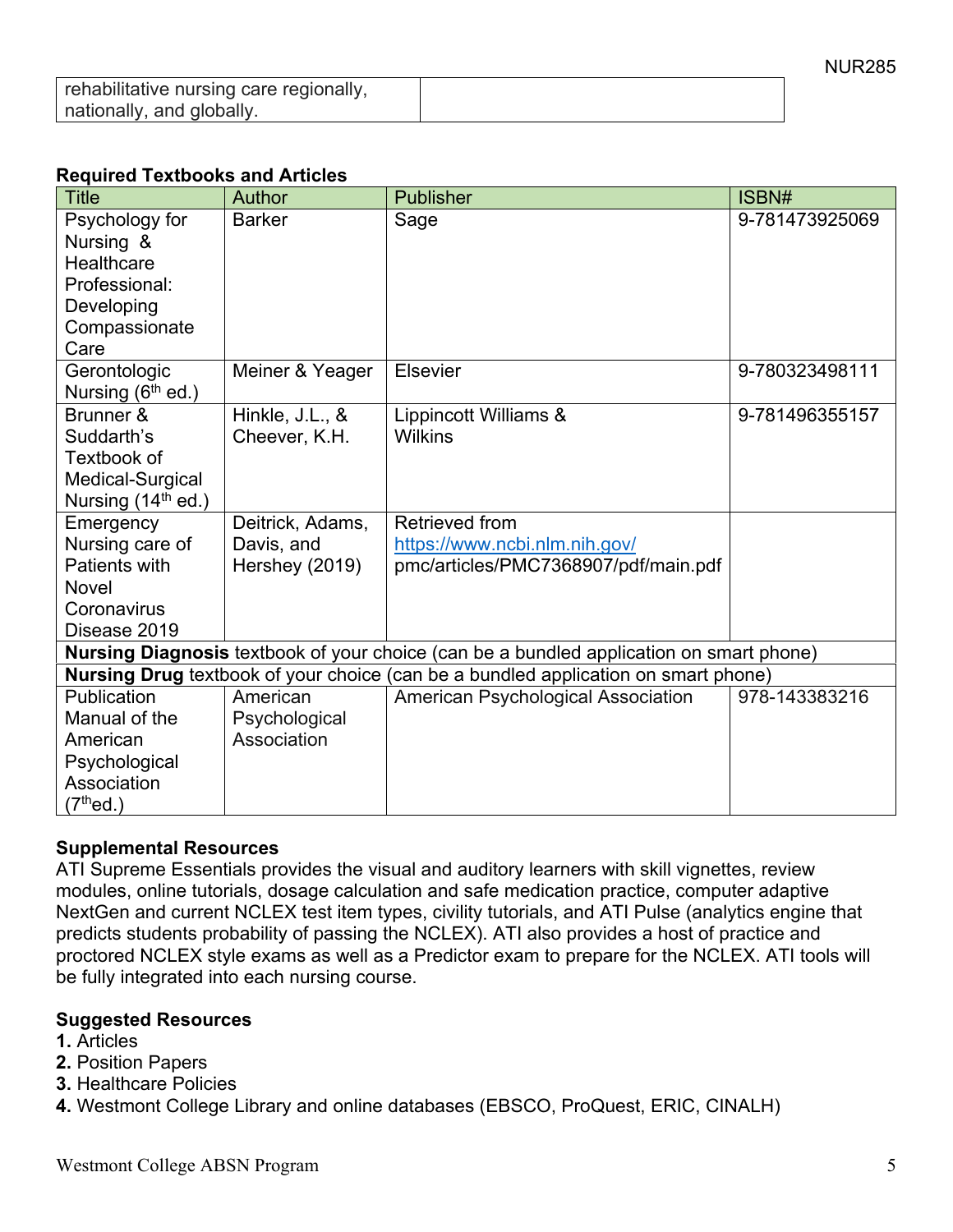| rehabilitative nursing care regionally, nationally, and globally. | |
|---|---|

**Required Textbooks and Articles**

| Title | Author | Publisher | ISBN# |
|---|---|---|---|
| Psychology for Nursing & Healthcare Professional: Developing Compassionate Care | Barker | Sage | 9-781473925069 |
| Gerontologic Nursing (6th ed.) | Meiner & Yeager | Elsevier | 9-780323498111 |
| Brunner & Suddarth's Textbook of Medical-Surgical Nursing (14th ed.) | Hinkle, J.L., & Cheever, K.H. | Lippincott Williams & Wilkins | 9-781496355157 |
| Emergency Nursing care of Patients with Novel Coronavirus Disease 2019 | Deitrick, Adams, Davis, and Hershey (2019) | Retrieved from https://www.ncbi.nlm.nih.gov/pmc/articles/PMC7368907/pdf/main.pdf | |
| **Nursing Diagnosis** textbook of your choice (can be a bundled application on smart phone) | | | |
| **Nursing Drug** textbook of your choice (can be a bundled application on smart phone) | | | |
| Publication Manual of the American Psychological Association (7th ed.) | American Psychological Association | American Psychological Association | 978-143383216 |

**Supplemental Resources**

ATI Supreme Essentials provides the visual and auditory learners with skill vignettes, review modules, online tutorials, dosage calculation and safe medication practice, computer adaptive NextGen and current NCLEX test item types, civility tutorials, and ATI Pulse (analytics engine that predicts students probability of passing the NCLEX). ATI also provides a host of practice and proctored NCLEX style exams as well as a Predictor exam to prepare for the NCLEX. ATI tools will be fully integrated into each nursing course.

**Suggested Resources**

1. Articles
2. Position Papers
3. Healthcare Policies
4. Westmont College Library and online databases (EBSCO, ProQuest, ERIC, CINALH)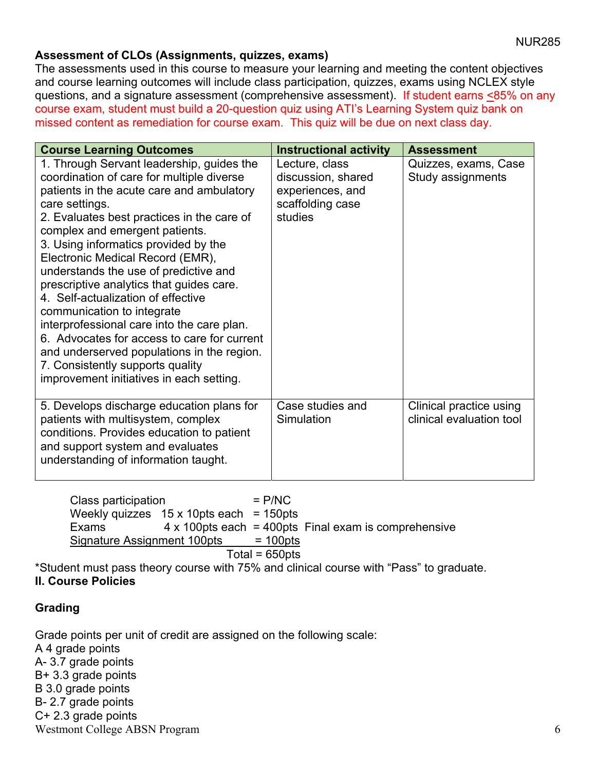**Assessment of CLOs (Assignments, quizzes, exams)**

The assessments used in this course to measure your learning and meeting the content objectives and course learning outcomes will include class participation, quizzes, exams using NCLEX style questions, and a signature assessment (comprehensive assessment). If student earns <u><</u>85% on any course exam, student must build a 20-question quiz using ATI's Learning System quiz bank on missed content as remediation for course exam. This quiz will be due on next class day.

| Course Learning Outcomes | Instructional activity | Assessment |
|---|---|---|
| 1. Through Servant leadership, guides the coordination of care for multiple diverse patients in the acute care and ambulatory care settings.<br>2. Evaluates best practices in the care of complex and emergent patients.<br>3. Using informatics provided by the Electronic Medical Record (EMR), understands the use of predictive and prescriptive analytics that guides care.<br>4. Self-actualization of effective communication to integrate interprofessional care into the care plan.<br>6. Advocates for access to care for current and underserved populations in the region.<br>7. Consistently supports quality improvement initiatives in each setting. | Lecture, class discussion, shared experiences, and scaffolding case studies | Quizzes, exams, Case Study assignments |
| 5. Develops discharge education plans for patients with multisystem, complex conditions. Provides education to patient and support system and evaluates understanding of information taught. | Case studies and Simulation | Clinical practice using clinical evaluation tool |

Class participation = P/NC
Weekly quizzes 15 x 10pts each = 150pts
Exams 4 x 100pts each = 400pts Final exam is comprehensive
<u>Signature Assignment 100pts = 100pts</u>
Total = 650pts

*Student must pass theory course with 75% and clinical course with "Pass" to graduate.

**II. Course Policies**

**Grading**

Grade points per unit of credit are assigned on the following scale:

A 4 grade points
A- 3.7 grade points
B+ 3.3 grade points
B 3.0 grade points
B- 2.7 grade points
C+ 2.3 grade points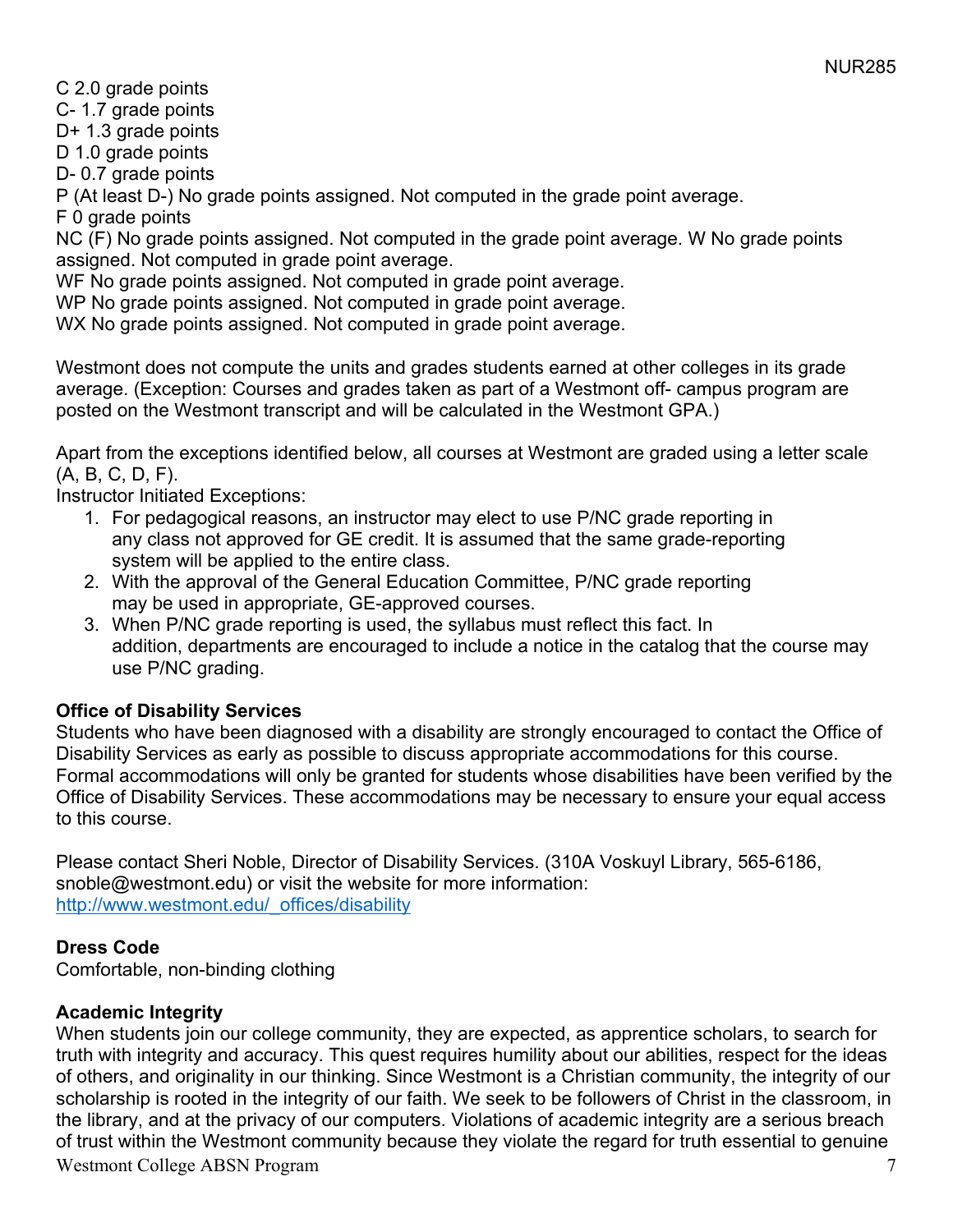C 2.0 grade points
C- 1.7 grade points
D+ 1.3 grade points
D 1.0 grade points
D- 0.7 grade points
P (At least D-) No grade points assigned. Not computed in the grade point average.
F 0 grade points
NC (F) No grade points assigned. Not computed in the grade point average. W No grade points assigned. Not computed in grade point average.
WF No grade points assigned. Not computed in grade point average.
WP No grade points assigned. Not computed in grade point average.
WX No grade points assigned. Not computed in grade point average.

Westmont does not compute the units and grades students earned at other colleges in its grade average. (Exception: Courses and grades taken as part of a Westmont off- campus program are posted on the Westmont transcript and will be calculated in the Westmont GPA.)

Apart from the exceptions identified below, all courses at Westmont are graded using a letter scale (A, B, C, D, F).
Instructor Initiated Exceptions:

1. For pedagogical reasons, an instructor may elect to use P/NC grade reporting in any class not approved for GE credit. It is assumed that the same grade-reporting system will be applied to the entire class.
2. With the approval of the General Education Committee, P/NC grade reporting may be used in appropriate, GE-approved courses.
3. When P/NC grade reporting is used, the syllabus must reflect this fact. In addition, departments are encouraged to include a notice in the catalog that the course may use P/NC grading.

**Office of Disability Services**
Students who have been diagnosed with a disability are strongly encouraged to contact the Office of Disability Services as early as possible to discuss appropriate accommodations for this course. Formal accommodations will only be granted for students whose disabilities have been verified by the Office of Disability Services. These accommodations may be necessary to ensure your equal access to this course.

Please contact Sheri Noble, Director of Disability Services. (310A Voskuyl Library, 565-6186, snoble@westmont.edu) or visit the website for more information: http://www.westmont.edu/_offices/disability

**Dress Code**
Comfortable, non-binding clothing

**Academic Integrity**
When students join our college community, they are expected, as apprentice scholars, to search for truth with integrity and accuracy. This quest requires humility about our abilities, respect for the ideas of others, and originality in our thinking. Since Westmont is a Christian community, the integrity of our scholarship is rooted in the integrity of our faith. We seek to be followers of Christ in the classroom, in the library, and at the privacy of our computers. Violations of academic integrity are a serious breach of trust within the Westmont community because they violate the regard for truth essential to genuine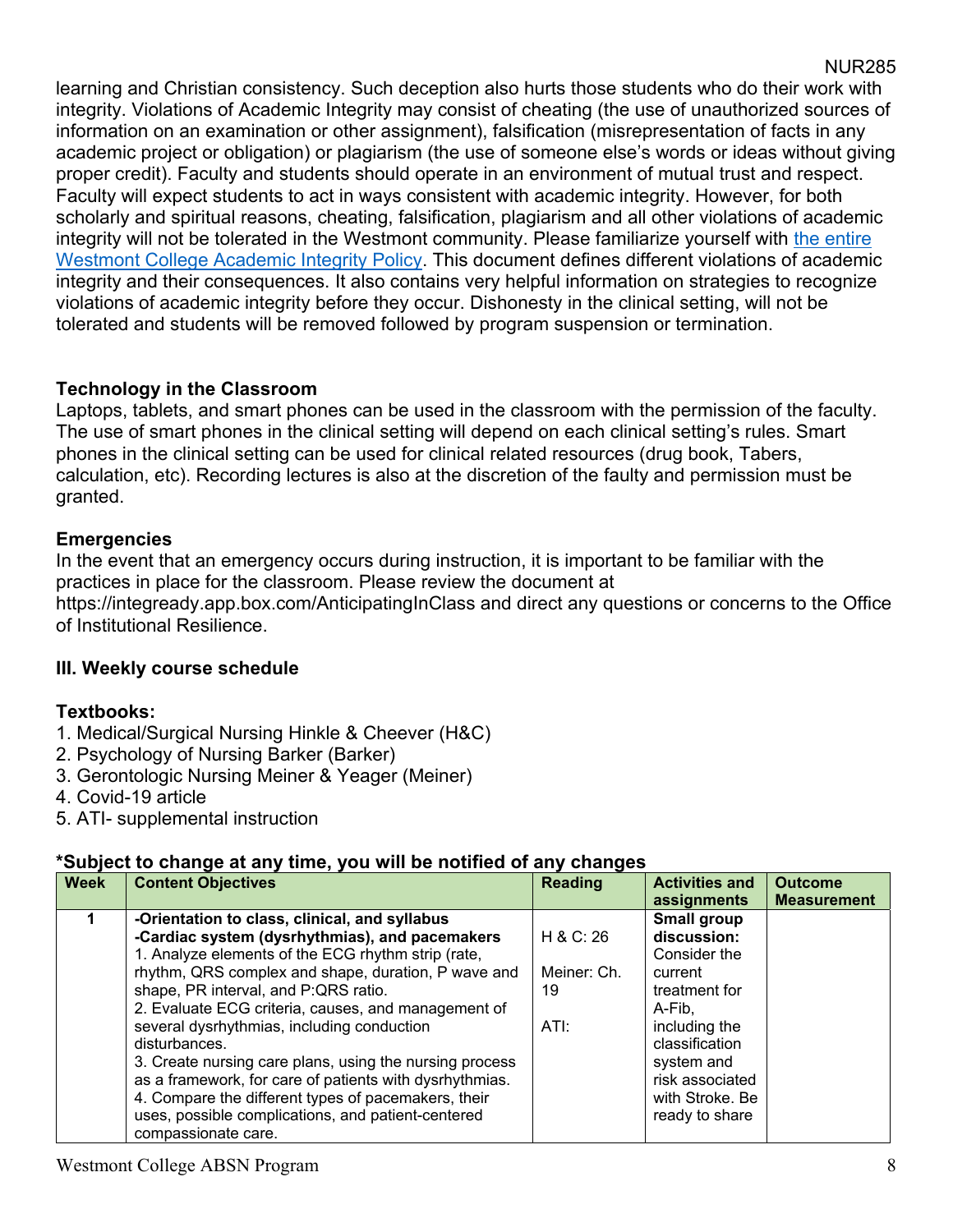learning and Christian consistency. Such deception also hurts those students who do their work with integrity. Violations of Academic Integrity may consist of cheating (the use of unauthorized sources of information on an examination or other assignment), falsification (misrepresentation of facts in any academic project or obligation) or plagiarism (the use of someone else's words or ideas without giving proper credit). Faculty and students should operate in an environment of mutual trust and respect. Faculty will expect students to act in ways consistent with academic integrity. However, for both scholarly and spiritual reasons, cheating, falsification, plagiarism and all other violations of academic integrity will not be tolerated in the Westmont community. Please familiarize yourself with the entire Westmont College Academic Integrity Policy. This document defines different violations of academic integrity and their consequences. It also contains very helpful information on strategies to recognize violations of academic integrity before they occur. Dishonesty in the clinical setting, will not be tolerated and students will be removed followed by program suspension or termination.

### Technology in the Classroom

Laptops, tablets, and smart phones can be used in the classroom with the permission of the faculty. The use of smart phones in the clinical setting will depend on each clinical setting's rules. Smart phones in the clinical setting can be used for clinical related resources (drug book, Tabers, calculation, etc). Recording lectures is also at the discretion of the faulty and permission must be granted.

### Emergencies

In the event that an emergency occurs during instruction, it is important to be familiar with the practices in place for the classroom. Please review the document at https://integready.app.box.com/AnticipatingInClass and direct any questions or concerns to the Office of Institutional Resilience.

## III. Weekly course schedule

**Textbooks:**

1. Medical/Surgical Nursing Hinkle & Cheever (H&C)
2. Psychology of Nursing Barker (Barker)
3. Gerontologic Nursing Meiner & Yeager (Meiner)
4. Covid-19 article
5. ATI- supplemental instruction

**\*Subject to change at any time, you will be notified of any changes**

| Week | Content Objectives | Reading | Activities and assignments | Outcome Measurement |
|---|---|---|---|---|
| 1 | **-Orientation to class, clinical, and syllabus**<br>**-Cardiac system (dysrhythmias), and pacemakers**<br>1. Analyze elements of the ECG rhythm strip (rate, rhythm, QRS complex and shape, duration, P wave and shape, PR interval, and P:QRS ratio.<br>2. Evaluate ECG criteria, causes, and management of several dysrhythmias, including conduction disturbances.<br>3. Create nursing care plans, using the nursing process as a framework, for care of patients with dysrhythmias.<br>4. Compare the different types of pacemakers, their uses, possible complications, and patient-centered compassionate care. | H & C: 26<br><br>Meiner: Ch. 19<br><br>ATI: | **Small group discussion:** Consider the current treatment for A-Fib, including the classification system and risk associated with Stroke. Be ready to share | |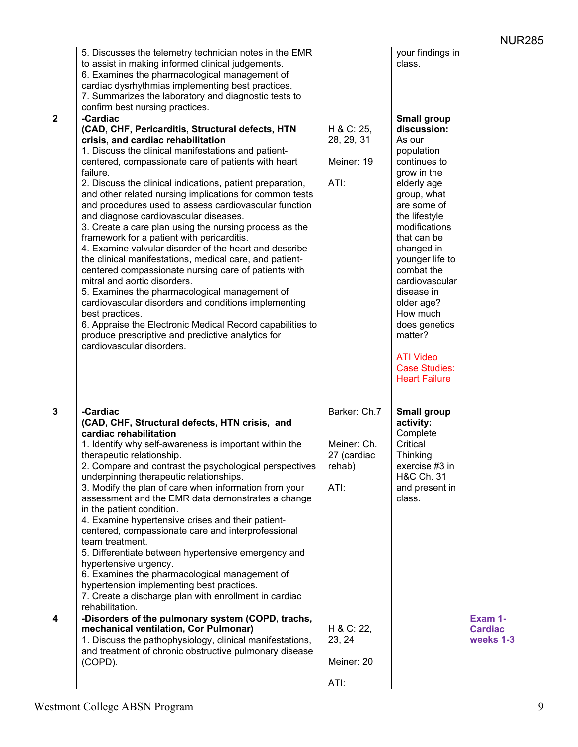| | | | | |
|---|---|---|---|---|
| | 5. Discusses the telemetry technician notes in the EMR to assist in making informed clinical judgements.<br>6. Examines the pharmacological management of cardiac dysrhythmias implementing best practices.<br>7. Summarizes the laboratory and diagnostic tests to confirm best nursing practices. | | your findings in class. | |
| 2 | **-Cardiac**<br>**(CAD, CHF, Pericarditis, Structural defects, HTN crisis, and cardiac rehabilitation**<br>1. Discuss the clinical manifestations and patient-centered, compassionate care of patients with heart failure.<br>2. Discuss the clinical indications, patient preparation, and other related nursing implications for common tests and procedures used to assess cardiovascular function and diagnose cardiovascular diseases.<br>3. Create a care plan using the nursing process as the framework for a patient with pericarditis.<br>4. Examine valvular disorder of the heart and describe the clinical manifestations, medical care, and patient-centered compassionate nursing care of patients with mitral and aortic disorders.<br>5. Examines the pharmacological management of cardiovascular disorders and conditions implementing best practices.<br>6. Appraise the Electronic Medical Record capabilities to produce prescriptive and predictive analytics for cardiovascular disorders. | H & C: 25, 28, 29, 31<br><br>Meiner: 19<br><br>ATI: | **Small group discussion:** As our population continues to grow in the elderly age group, what are some of the lifestyle modifications that can be changed in younger life to combat the cardiovascular disease in older age? How much does genetics matter?<br><br>ATI Video Case Studies: Heart Failure | |
| 3 | **-Cardiac**<br>**(CAD, CHF, Structural defects, HTN crisis, and cardiac rehabilitation**<br>1. Identify why self-awareness is important within the therapeutic relationship.<br>2. Compare and contrast the psychological perspectives underpinning therapeutic relationships.<br>3. Modify the plan of care when information from your assessment and the EMR data demonstrates a change in the patient condition.<br>4. Examine hypertensive crises and their patient-centered, compassionate care and interprofessional team treatment.<br>5. Differentiate between hypertensive emergency and hypertensive urgency.<br>6. Examines the pharmacological management of hypertension implementing best practices.<br>7. Create a discharge plan with enrollment in cardiac rehabilitation. | Barker: Ch.7<br><br>Meiner: Ch. 27 (cardiac rehab)<br><br>ATI: | **Small group activity:** Complete Critical Thinking exercise #3 in H&C Ch. 31 and present in class. | |
| 4 | **-Disorders of the pulmonary system (COPD, trachs, mechanical ventilation, Cor Pulmonar)**<br>1. Discuss the pathophysiology, clinical manifestations, and treatment of chronic obstructive pulmonary disease (COPD). | H & C: 22, 23, 24<br><br>Meiner: 20<br><br>ATI: | | **Exam 1- Cardiac weeks 1-3** |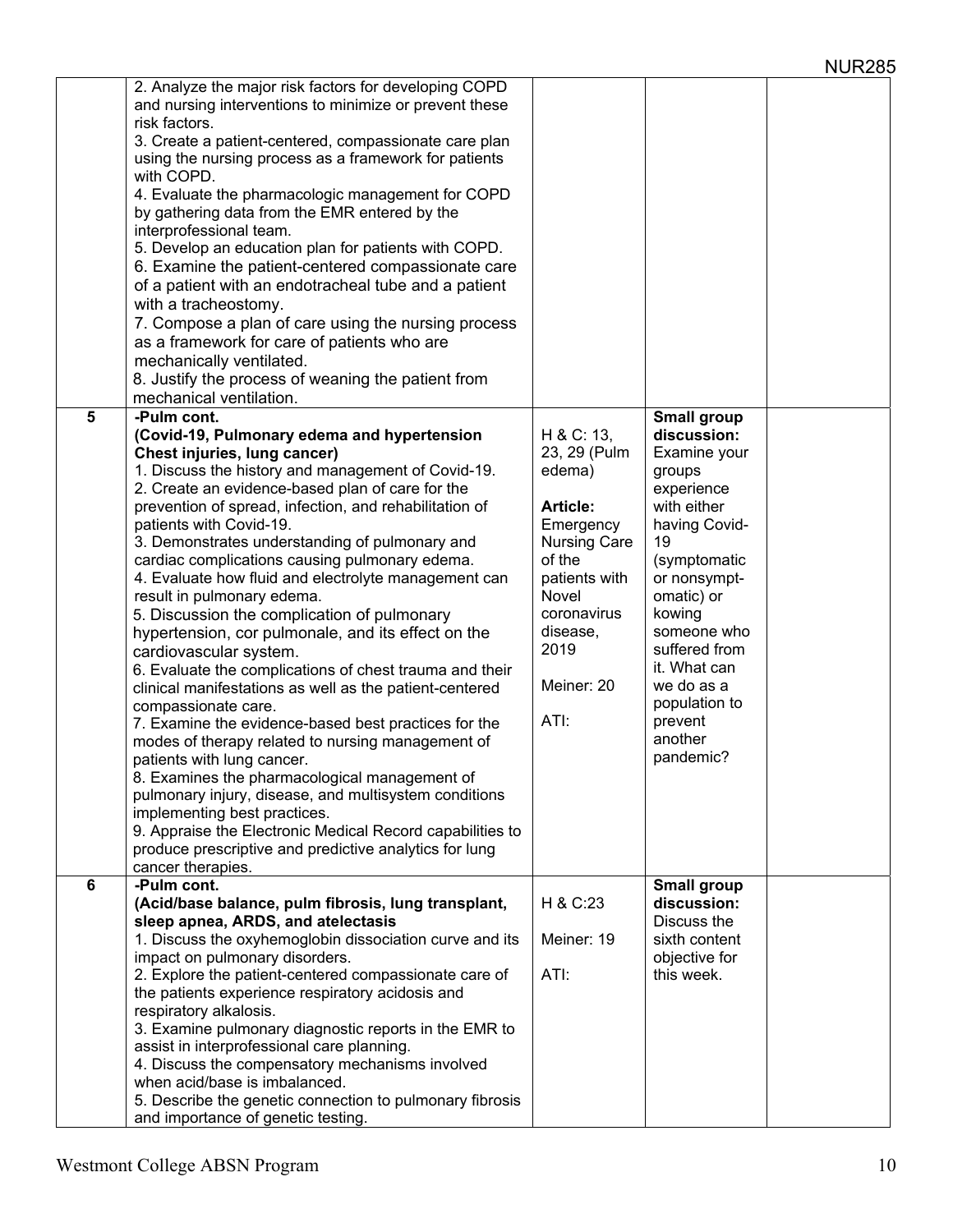| | | | | |
|---|---|---|---|---|
| | 2. Analyze the major risk factors for developing COPD and nursing interventions to minimize or prevent these risk factors.<br>3. Create a patient-centered, compassionate care plan using the nursing process as a framework for patients with COPD.<br>4. Evaluate the pharmacologic management for COPD by gathering data from the EMR entered by the interprofessional team.<br>5. Develop an education plan for patients with COPD.<br>6. Examine the patient-centered compassionate care of a patient with an endotracheal tube and a patient with a tracheostomy.<br>7. Compose a plan of care using the nursing process as a framework for care of patients who are mechanically ventilated.<br>8. Justify the process of weaning the patient from mechanical ventilation. | | | |
| **5** | **-Pulm cont.**<br>**(Covid-19, Pulmonary edema and hypertension Chest injuries, lung cancer)**<br>1. Discuss the history and management of Covid-19.<br>2. Create an evidence-based plan of care for the prevention of spread, infection, and rehabilitation of patients with Covid-19.<br>3. Demonstrates understanding of pulmonary and cardiac complications causing pulmonary edema.<br>4. Evaluate how fluid and electrolyte management can result in pulmonary edema.<br>5. Discussion the complication of pulmonary hypertension, cor pulmonale, and its effect on the cardiovascular system.<br>6. Evaluate the complications of chest trauma and their clinical manifestations as well as the patient-centered compassionate care.<br>7. Examine the evidence-based best practices for the modes of therapy related to nursing management of patients with lung cancer.<br>8. Examines the pharmacological management of pulmonary injury, disease, and multisystem conditions implementing best practices.<br>9. Appraise the Electronic Medical Record capabilities to produce prescriptive and predictive analytics for lung cancer therapies. | H & C: 13, 23, 29 (Pulm edema)<br><br>**Article:** Emergency Nursing Care of the patients with Novel coronavirus disease, 2019<br><br>Meiner: 20<br><br>ATI: | **Small group discussion:** Examine your groups experience with either having Covid-19 (symptomatic or nonsympt-omatic) or kowing someone who suffered from it. What can we do as a population to prevent another pandemic? | |
| **6** | **-Pulm cont.**<br>**(Acid/base balance, pulm fibrosis, lung transplant, sleep apnea, ARDS, and atelectasis**<br>1. Discuss the oxyhemoglobin dissociation curve and its impact on pulmonary disorders.<br>2. Explore the patient-centered compassionate care of the patients experience respiratory acidosis and respiratory alkalosis.<br>3. Examine pulmonary diagnostic reports in the EMR to assist in interprofessional care planning.<br>4. Discuss the compensatory mechanisms involved when acid/base is imbalanced.<br>5. Describe the genetic connection to pulmonary fibrosis and importance of genetic testing. | H & C:23<br><br>Meiner: 19<br><br>ATI: | **Small group discussion:** Discuss the sixth content objective for this week. | |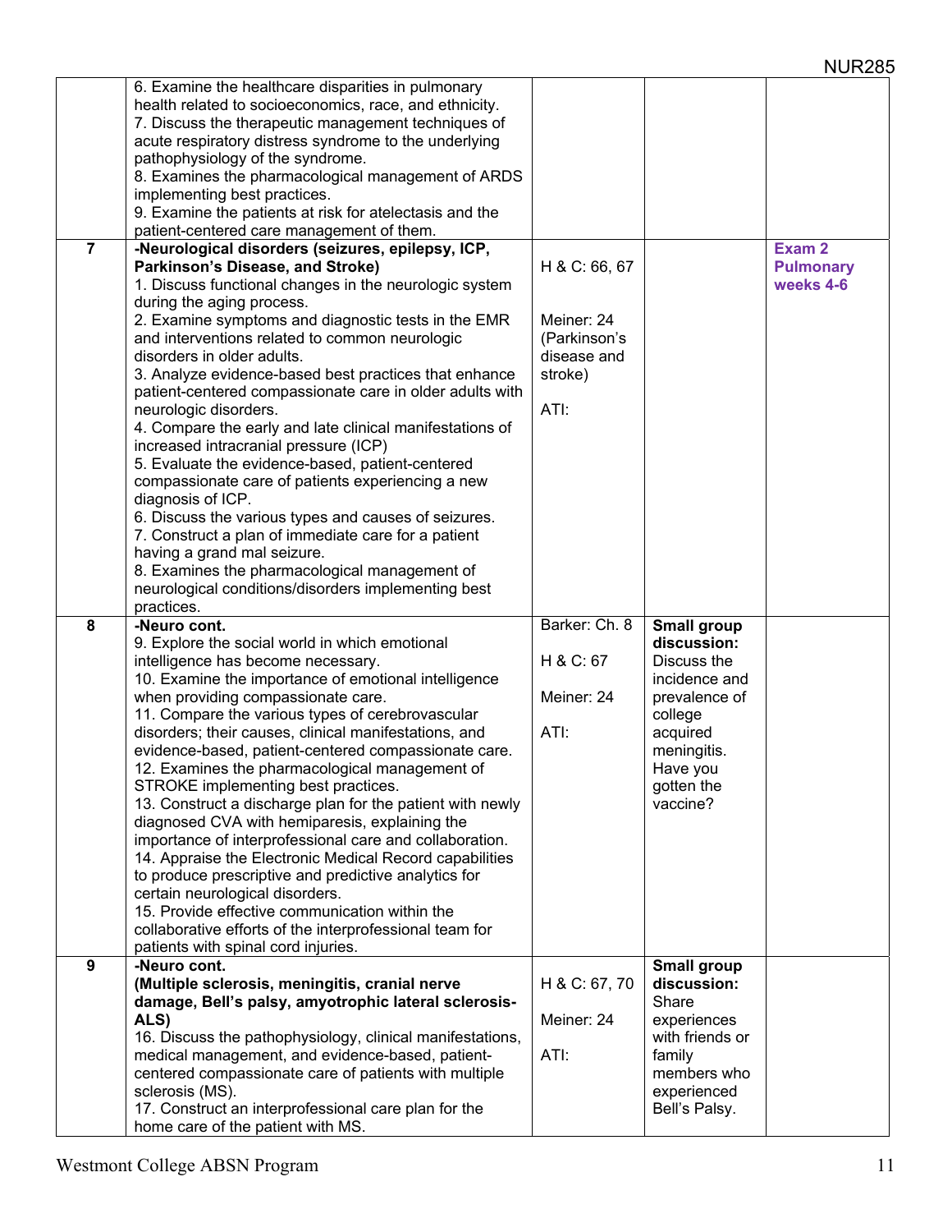| | | | | |
|---|---|---|---|---|
| | 6. Examine the healthcare disparities in pulmonary health related to socioeconomics, race, and ethnicity.<br>7. Discuss the therapeutic management techniques of acute respiratory distress syndrome to the underlying pathophysiology of the syndrome.<br>8. Examines the pharmacological management of ARDS implementing best practices.<br>9. Examine the patients at risk for atelectasis and the patient-centered care management of them. | | | |
| 7 | **-Neurological disorders (seizures, epilepsy, ICP, Parkinson's Disease, and Stroke)**<br>1. Discuss functional changes in the neurologic system during the aging process.<br>2. Examine symptoms and diagnostic tests in the EMR and interventions related to common neurologic disorders in older adults.<br>3. Analyze evidence-based best practices that enhance patient-centered compassionate care in older adults with neurologic disorders.<br>4. Compare the early and late clinical manifestations of increased intracranial pressure (ICP)<br>5. Evaluate the evidence-based, patient-centered compassionate care of patients experiencing a new diagnosis of ICP.<br>6. Discuss the various types and causes of seizures.<br>7. Construct a plan of immediate care for a patient having a grand mal seizure.<br>8. Examines the pharmacological management of neurological conditions/disorders implementing best practices. | H & C: 66, 67<br><br>Meiner: 24 (Parkinson's disease and stroke)<br><br>ATI: | | **Exam 2 Pulmonary weeks 4-6** |
| 8 | **-Neuro cont.**<br>9. Explore the social world in which emotional intelligence has become necessary.<br>10. Examine the importance of emotional intelligence when providing compassionate care.<br>11. Compare the various types of cerebrovascular disorders; their causes, clinical manifestations, and evidence-based, patient-centered compassionate care.<br>12. Examines the pharmacological management of STROKE implementing best practices.<br>13. Construct a discharge plan for the patient with newly diagnosed CVA with hemiparesis, explaining the importance of interprofessional care and collaboration.<br>14. Appraise the Electronic Medical Record capabilities to produce prescriptive and predictive analytics for certain neurological disorders.<br>15. Provide effective communication within the collaborative efforts of the interprofessional team for patients with spinal cord injuries. | Barker: Ch. 8<br><br>H & C: 67<br><br>Meiner: 24<br><br>ATI: | **Small group discussion:** Discuss the incidence and prevalence of college acquired meningitis. Have you gotten the vaccine? | |
| 9 | **-Neuro cont.**<br>**(Multiple sclerosis, meningitis, cranial nerve damage, Bell's palsy, amyotrophic lateral sclerosis-ALS)**<br>16. Discuss the pathophysiology, clinical manifestations, medical management, and evidence-based, patient-centered compassionate care of patients with multiple sclerosis (MS).<br>17. Construct an interprofessional care plan for the home care of the patient with MS. | H & C: 67, 70<br><br>Meiner: 24<br><br>ATI: | **Small group discussion:** Share experiences with friends or family members who experienced Bell's Palsy. | |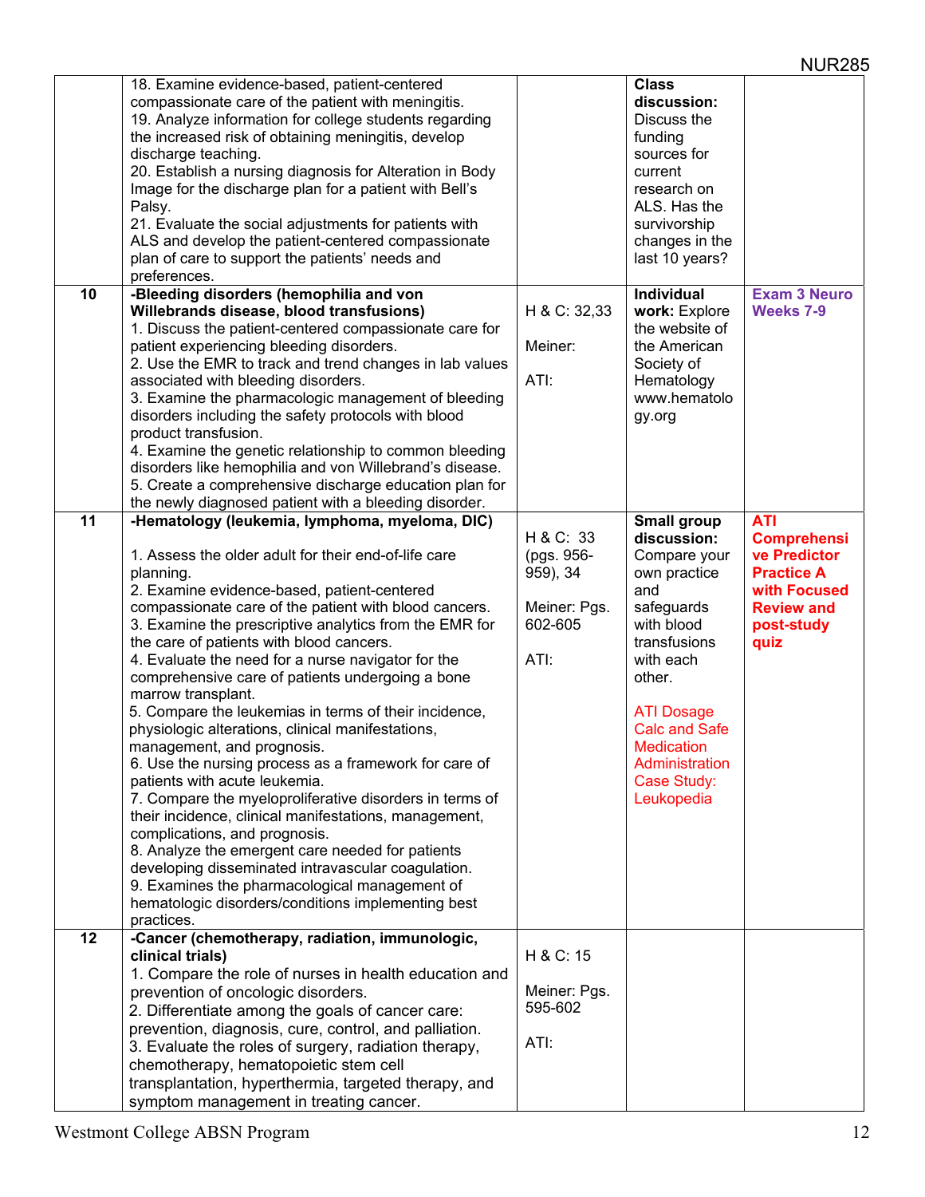| | | | | |
|---|---|---|---|---|
| | 18. Examine evidence-based, patient-centered compassionate care of the patient with meningitis.<br>19. Analyze information for college students regarding the increased risk of obtaining meningitis, develop discharge teaching.<br>20. Establish a nursing diagnosis for Alteration in Body Image for the discharge plan for a patient with Bell's Palsy.<br>21. Evaluate the social adjustments for patients with ALS and develop the patient-centered compassionate plan of care to support the patients' needs and preferences. | | **Class discussion:** Discuss the funding sources for current research on ALS. Has the survivorship changes in the last 10 years? | |
| 10 | **-Bleeding disorders (hemophilia and von Willebrands disease, blood transfusions)**<br>1. Discuss the patient-centered compassionate care for patient experiencing bleeding disorders.<br>2. Use the EMR to track and trend changes in lab values associated with bleeding disorders.<br>3. Examine the pharmacologic management of bleeding disorders including the safety protocols with blood product transfusion.<br>4. Examine the genetic relationship to common bleeding disorders like hemophilia and von Willebrand's disease.<br>5. Create a comprehensive discharge education plan for the newly diagnosed patient with a bleeding disorder. | H & C: 32,33<br><br>Meiner:<br><br>ATI: | **Individual work:** Explore the website of the American Society of Hematology www.hematology.org | **Exam 3 Neuro Weeks 7-9** |
| 11 | **-Hematology (leukemia, lymphoma, myeloma, DIC)**<br><br>1. Assess the older adult for their end-of-life care planning.<br>2. Examine evidence-based, patient-centered compassionate care of the patient with blood cancers.<br>3. Examine the prescriptive analytics from the EMR for the care of patients with blood cancers.<br>4. Evaluate the need for a nurse navigator for the comprehensive care of patients undergoing a bone marrow transplant.<br>5. Compare the leukemias in terms of their incidence, physiologic alterations, clinical manifestations, management, and prognosis.<br>6. Use the nursing process as a framework for care of patients with acute leukemia.<br>7. Compare the myeloproliferative disorders in terms of their incidence, clinical manifestations, management, complications, and prognosis.<br>8. Analyze the emergent care needed for patients developing disseminated intravascular coagulation.<br>9. Examines the pharmacological management of hematologic disorders/conditions implementing best practices. | H & C: 33 (pgs. 956-959), 34<br><br>Meiner: Pgs. 602-605<br><br>ATI: | **Small group discussion:** Compare your own practice and safeguards with blood transfusions with each other.<br><br>ATI Dosage Calc and Safe Medication Administration Case Study: Leukopedia | **ATI Comprehensive Predictor Practice A with Focused Review and post-study quiz** |
| 12 | **-Cancer (chemotherapy, radiation, immunologic, clinical trials)**<br>1. Compare the role of nurses in health education and prevention of oncologic disorders.<br>2. Differentiate among the goals of cancer care: prevention, diagnosis, cure, control, and palliation.<br>3. Evaluate the roles of surgery, radiation therapy, chemotherapy, hematopoietic stem cell transplantation, hyperthermia, targeted therapy, and symptom management in treating cancer. | H & C: 15<br><br>Meiner: Pgs. 595-602<br><br>ATI: | | |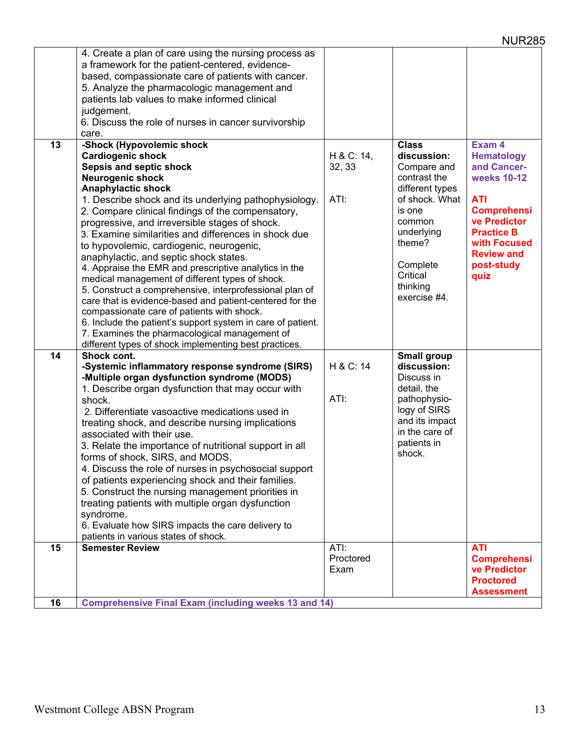| | | | | |
|---|---|---|---|---|
| | 4. Create a plan of care using the nursing process as a framework for the patient-centered, evidence-based, compassionate care of patients with cancer.<br>5. Analyze the pharmacologic management and patients lab values to make informed clinical judgement.<br>6. Discuss the role of nurses in cancer survivorship care. | | | |
| 13 | **-Shock (Hypovolemic shock<br>Cardiogenic shock<br>Sepsis and septic shock<br>Neurogenic shock<br>Anaphylactic shock**<br>1. Describe shock and its underlying pathophysiology.<br>2. Compare clinical findings of the compensatory, progressive, and irreversible stages of shock.<br>3. Examine similarities and differences in shock due to hypovolemic, cardiogenic, neurogenic, anaphylactic, and septic shock states.<br>4. Appraise the EMR and prescriptive analytics in the medical management of different types of shock.<br>5. Construct a comprehensive, interprofessional plan of care that is evidence-based and patient-centered for the compassionate care of patients with shock.<br>6. Include the patient's support system in care of patient.<br>7. Examines the pharmacological management of different types of shock implementing best practices. | H & C: 14, 32, 33<br><br>ATI: | **Class discussion:** Compare and contrast the different types of shock. What is one common underlying theme?<br><br>Complete Critical thinking exercise #4. | **Exam 4 Hematology and Cancer- weeks 10-12**<br><br>**ATI Comprehensive Predictor Practice B with Focused Review and post-study quiz** |
| 14 | **Shock cont.<br>-Systemic inflammatory response syndrome (SIRS)<br>-Multiple organ dysfunction syndrome (MODS)**<br>1. Describe organ dysfunction that may occur with shock.<br>2. Differentiate vasoactive medications used in treating shock, and describe nursing implications associated with their use.<br>3. Relate the importance of nutritional support in all forms of shock, SIRS, and MODS.<br>4. Discuss the role of nurses in psychosocial support of patients experiencing shock and their families.<br>5. Construct the nursing management priorities in treating patients with multiple organ dysfunction syndrome.<br>6. Evaluate how SIRS impacts the care delivery to patients in various states of shock. | H & C: 14<br><br>ATI: | **Small group discussion:** Discuss in detail, the pathophysiology of SIRS and its impact in the care of patients in shock. | |
| 15 | **Semester Review** | ATI: Proctored Exam | | **ATI Comprehensive Predictor Proctored Assessment** |
| 16 | **Comprehensive Final Exam (including weeks 13 and 14)** | | | |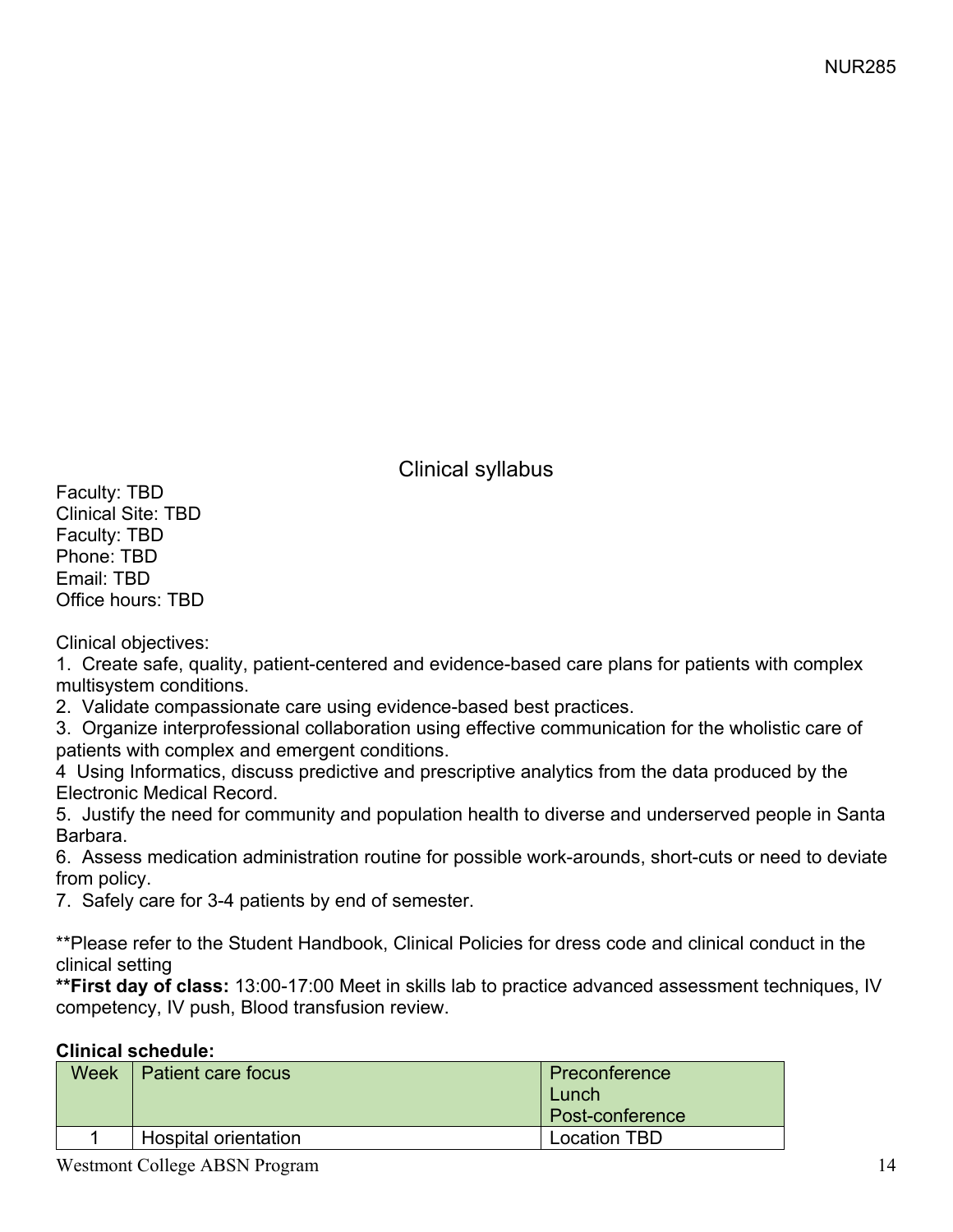## Clinical syllabus

Faculty: TBD
Clinical Site: TBD
Faculty: TBD
Phone: TBD
Email: TBD
Office hours: TBD

Clinical objectives:

1. Create safe, quality, patient-centered and evidence-based care plans for patients with complex multisystem conditions.
2. Validate compassionate care using evidence-based best practices.
3. Organize interprofessional collaboration using effective communication for the wholistic care of patients with complex and emergent conditions.
4. Using Informatics, discuss predictive and prescriptive analytics from the data produced by the Electronic Medical Record.
5. Justify the need for community and population health to diverse and underserved people in Santa Barbara.
6. Assess medication administration routine for possible work-arounds, short-cuts or need to deviate from policy.
7. Safely care for 3-4 patients by end of semester.

**Please refer to the Student Handbook, Clinical Policies for dress code and clinical conduct in the clinical setting

****First day of class:** 13:00-17:00 Meet in skills lab to practice advanced assessment techniques, IV competency, IV push, Blood transfusion review.

**Clinical schedule:**

| Week | Patient care focus | Preconference<br>Lunch<br>Post-conference |
|---|---|---|
| 1 | Hospital orientation | Location TBD |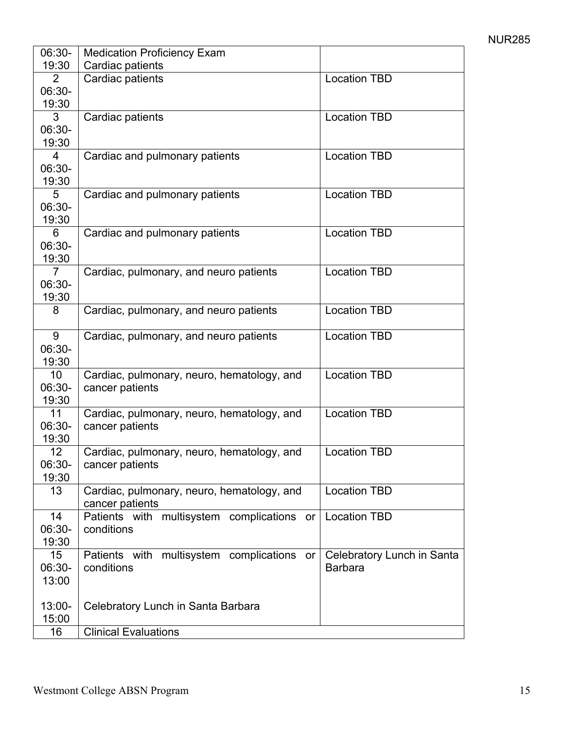| | | |
|---|---|---|
| 06:30-19:30 | Medication Proficiency Exam<br>Cardiac patients | |
| 2<br>06:30-19:30 | Cardiac patients | Location TBD |
| 3<br>06:30-19:30 | Cardiac patients | Location TBD |
| 4<br>06:30-19:30 | Cardiac and pulmonary patients | Location TBD |
| 5<br>06:30-19:30 | Cardiac and pulmonary patients | Location TBD |
| 6<br>06:30-19:30 | Cardiac and pulmonary patients | Location TBD |
| 7<br>06:30-19:30 | Cardiac, pulmonary, and neuro patients | Location TBD |
| 8 | Cardiac, pulmonary, and neuro patients | Location TBD |
| 9<br>06:30-19:30 | Cardiac, pulmonary, and neuro patients | Location TBD |
| 10<br>06:30-19:30 | Cardiac, pulmonary, neuro, hematology, and cancer patients | Location TBD |
| 11<br>06:30-19:30 | Cardiac, pulmonary, neuro, hematology, and cancer patients | Location TBD |
| 12<br>06:30-19:30 | Cardiac, pulmonary, neuro, hematology, and cancer patients | Location TBD |
| 13 | Cardiac, pulmonary, neuro, hematology, and cancer patients | Location TBD |
| 14<br>06:30-19:30 | Patients with multisystem complications or conditions | Location TBD |
| 15<br>06:30-13:00<br><br>13:00-15:00 | Patients with multisystem complications or conditions<br><br>Celebratory Lunch in Santa Barbara | Celebratory Lunch in Santa Barbara |
| 16 | Clinical Evaluations | |